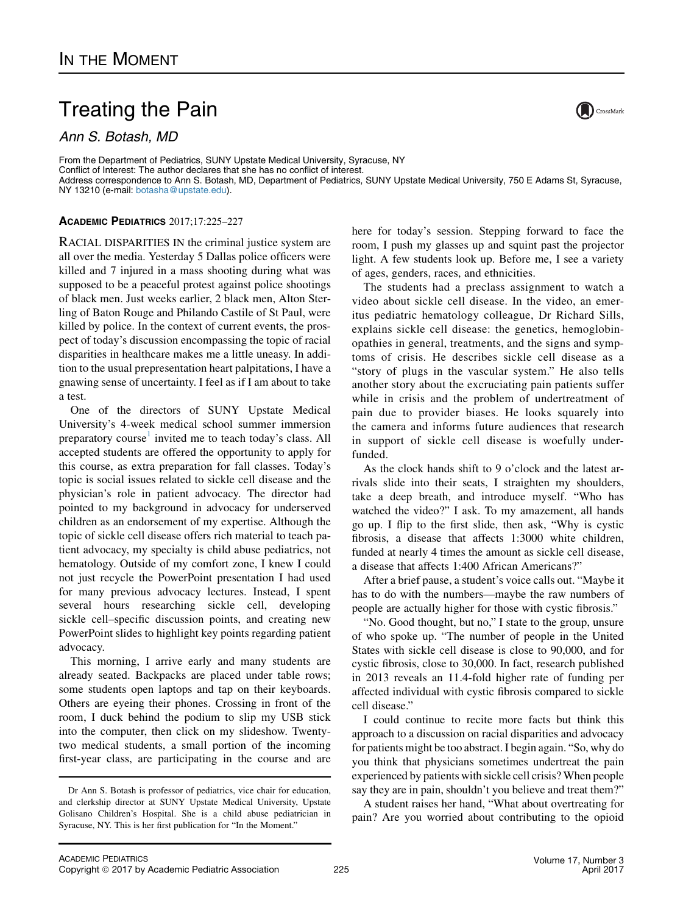In the Moment

# Treating the Pain

*Ann S. Botash, MD*

From the Department of Pediatrics, SUNY Upstate Medical University, Syracuse, NY
Conflict of Interest: The author declares that she has no conflict of interest.
Address correspondence to Ann S. Botash, MD, Department of Pediatrics, SUNY Upstate Medical University, 750 E Adams St, Syracuse, NY 13210 (e-mail: botasha@upstate.edu).

**Academic Pediatrics** 2017;17:225–227

RACIAL DISPARITIES IN the criminal justice system are all over the media. Yesterday 5 Dallas police officers were killed and 7 injured in a mass shooting during what was supposed to be a peaceful protest against police shootings of black men. Just weeks earlier, 2 black men, Alton Sterling of Baton Rouge and Philando Castile of St Paul, were killed by police. In the context of current events, the prospect of today's discussion encompassing the topic of racial disparities in healthcare makes me a little uneasy. In addition to the usual prepresentation heart palpitations, I have a gnawing sense of uncertainty. I feel as if I am about to take a test.

One of the directors of SUNY Upstate Medical University's 4-week medical school summer immersion preparatory course[1] invited me to teach today's class. All accepted students are offered the opportunity to apply for this course, as extra preparation for fall classes. Today's topic is social issues related to sickle cell disease and the physician's role in patient advocacy. The director had pointed to my background in advocacy for underserved children as an endorsement of my expertise. Although the topic of sickle cell disease offers rich material to teach patient advocacy, my specialty is child abuse pediatrics, not hematology. Outside of my comfort zone, I knew I could not just recycle the PowerPoint presentation I had used for many previous advocacy lectures. Instead, I spent several hours researching sickle cell, developing sickle cell–specific discussion points, and creating new PowerPoint slides to highlight key points regarding patient advocacy.

This morning, I arrive early and many students are already seated. Backpacks are placed under table rows; some students open laptops and tap on their keyboards. Others are eyeing their phones. Crossing in front of the room, I duck behind the podium to slip my USB stick into the computer, then click on my slideshow. Twenty-two medical students, a small portion of the incoming first-year class, are participating in the course and are here for today's session. Stepping forward to face the room, I push my glasses up and squint past the projector light. A few students look up. Before me, I see a variety of ages, genders, races, and ethnicities.

The students had a preclass assignment to watch a video about sickle cell disease. In the video, an emeritus pediatric hematology colleague, Dr Richard Sills, explains sickle cell disease: the genetics, hemoglobinopathies in general, treatments, and the signs and symptoms of crisis. He describes sickle cell disease as a "story of plugs in the vascular system." He also tells another story about the excruciating pain patients suffer while in crisis and the problem of undertreatment of pain due to provider biases. He looks squarely into the camera and informs future audiences that research in support of sickle cell disease is woefully underfunded.

As the clock hands shift to 9 o'clock and the latest arrivals slide into their seats, I straighten my shoulders, take a deep breath, and introduce myself. "Who has watched the video?" I ask. To my amazement, all hands go up. I flip to the first slide, then ask, "Why is cystic fibrosis, a disease that affects 1:3000 white children, funded at nearly 4 times the amount as sickle cell disease, a disease that affects 1:400 African Americans?"

After a brief pause, a student's voice calls out. "Maybe it has to do with the numbers—maybe the raw numbers of people are actually higher for those with cystic fibrosis."

"No. Good thought, but no," I state to the group, unsure of who spoke up. "The number of people in the United States with sickle cell disease is close to 90,000, and for cystic fibrosis, close to 30,000. In fact, research published in 2013 reveals an 11.4-fold higher rate of funding per affected individual with cystic fibrosis compared to sickle cell disease."

I could continue to recite more facts but think this approach to a discussion on racial disparities and advocacy for patients might be too abstract. I begin again. "So, why do you think that physicians sometimes undertreat the pain experienced by patients with sickle cell crisis? When people say they are in pain, shouldn't you believe and treat them?"

A student raises her hand, "What about overtreating for pain? Are you worried about contributing to the opioid

---

Dr Ann S. Botash is professor of pediatrics, vice chair for education, and clerkship director at SUNY Upstate Medical University, Upstate Golisano Children's Hospital. She is a child abuse pediatrician in Syracuse, NY. This is her first publication for "In the Moment."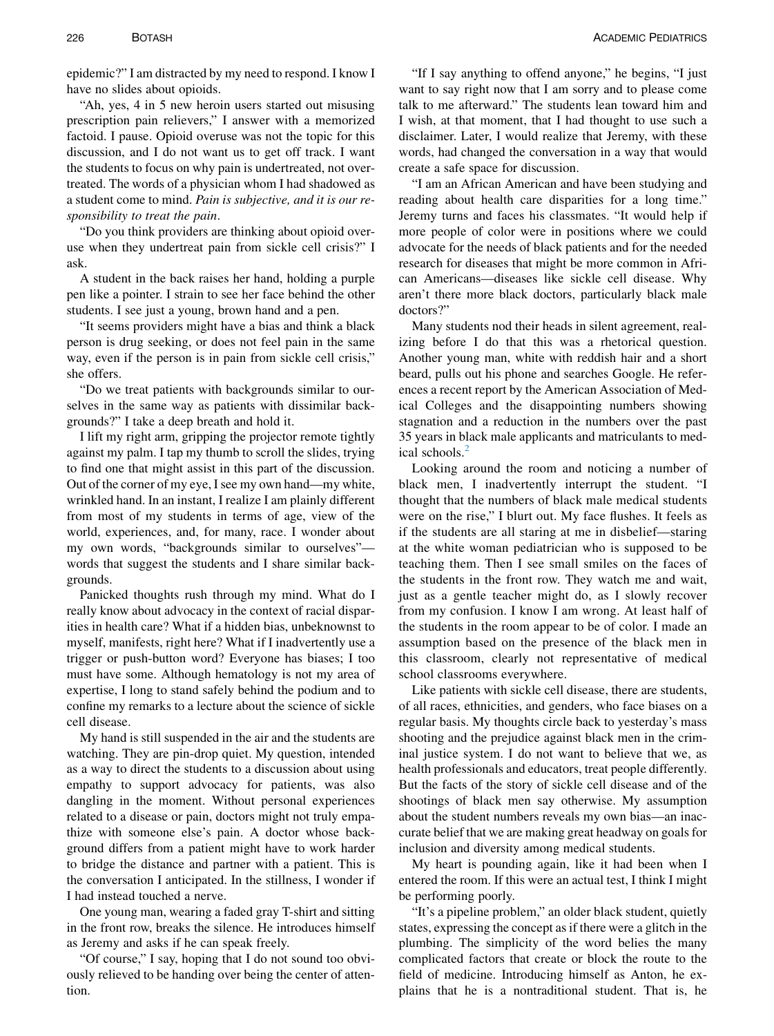epidemic?" I am distracted by my need to respond. I know I have no slides about opioids.

"Ah, yes, 4 in 5 new heroin users started out misusing prescription pain relievers," I answer with a memorized factoid. I pause. Opioid overuse was not the topic for this discussion, and I do not want us to get off track. I want the students to focus on why pain is undertreated, not overtreated. The words of a physician whom I had shadowed as a student come to mind. *Pain is subjective, and it is our responsibility to treat the pain*.

"Do you think providers are thinking about opioid overuse when they undertreat pain from sickle cell crisis?" I ask.

A student in the back raises her hand, holding a purple pen like a pointer. I strain to see her face behind the other students. I see just a young, brown hand and a pen.

"It seems providers might have a bias and think a black person is drug seeking, or does not feel pain in the same way, even if the person is in pain from sickle cell crisis," she offers.

"Do we treat patients with backgrounds similar to ourselves in the same way as patients with dissimilar backgrounds?" I take a deep breath and hold it.

I lift my right arm, gripping the projector remote tightly against my palm. I tap my thumb to scroll the slides, trying to find one that might assist in this part of the discussion. Out of the corner of my eye, I see my own hand—my white, wrinkled hand. In an instant, I realize I am plainly different from most of my students in terms of age, view of the world, experiences, and, for many, race. I wonder about my own words, "backgrounds similar to ourselves"—words that suggest the students and I share similar backgrounds.

Panicked thoughts rush through my mind. What do I really know about advocacy in the context of racial disparities in health care? What if a hidden bias, unbeknownst to myself, manifests, right here? What if I inadvertently use a trigger or push-button word? Everyone has biases; I too must have some. Although hematology is not my area of expertise, I long to stand safely behind the podium and to confine my remarks to a lecture about the science of sickle cell disease.

My hand is still suspended in the air and the students are watching. They are pin-drop quiet. My question, intended as a way to direct the students to a discussion about using empathy to support advocacy for patients, was also dangling in the moment. Without personal experiences related to a disease or pain, doctors might not truly empathize with someone else's pain. A doctor whose background differs from a patient might have to work harder to bridge the distance and partner with a patient. This is the conversation I anticipated. In the stillness, I wonder if I had instead touched a nerve.

One young man, wearing a faded gray T-shirt and sitting in the front row, breaks the silence. He introduces himself as Jeremy and asks if he can speak freely.

"Of course," I say, hoping that I do not sound too obviously relieved to be handing over being the center of attention.

"If I say anything to offend anyone," he begins, "I just want to say right now that I am sorry and to please come talk to me afterward." The students lean toward him and I wish, at that moment, that I had thought to use such a disclaimer. Later, I would realize that Jeremy, with these words, had changed the conversation in a way that would create a safe space for discussion.

"I am an African American and have been studying and reading about health care disparities for a long time." Jeremy turns and faces his classmates. "It would help if more people of color were in positions where we could advocate for the needs of black patients and for the needed research for diseases that might be more common in African Americans—diseases like sickle cell disease. Why aren't there more black doctors, particularly black male doctors?"

Many students nod their heads in silent agreement, realizing before I do that this was a rhetorical question. Another young man, white with reddish hair and a short beard, pulls out his phone and searches Google. He references a recent report by the American Association of Medical Colleges and the disappointing numbers showing stagnation and a reduction in the numbers over the past 35 years in black male applicants and matriculants to medical schools.[2]

Looking around the room and noticing a number of black men, I inadvertently interrupt the student. "I thought that the numbers of black male medical students were on the rise," I blurt out. My face flushes. It feels as if the students are all staring at me in disbelief—staring at the white woman pediatrician who is supposed to be teaching them. Then I see small smiles on the faces of the students in the front row. They watch me and wait, just as a gentle teacher might do, as I slowly recover from my confusion. I know I am wrong. At least half of the students in the room appear to be of color. I made an assumption based on the presence of the black men in this classroom, clearly not representative of medical school classrooms everywhere.

Like patients with sickle cell disease, there are students, of all races, ethnicities, and genders, who face biases on a regular basis. My thoughts circle back to yesterday's mass shooting and the prejudice against black men in the criminal justice system. I do not want to believe that we, as health professionals and educators, treat people differently. But the facts of the story of sickle cell disease and of the shootings of black men say otherwise. My assumption about the student numbers reveals my own bias—an inaccurate belief that we are making great headway on goals for inclusion and diversity among medical students.

My heart is pounding again, like it had been when I entered the room. If this were an actual test, I think I might be performing poorly.

"It's a pipeline problem," an older black student, quietly states, expressing the concept as if there were a glitch in the plumbing. The simplicity of the word belies the many complicated factors that create or block the route to the field of medicine. Introducing himself as Anton, he explains that he is a nontraditional student. That is, he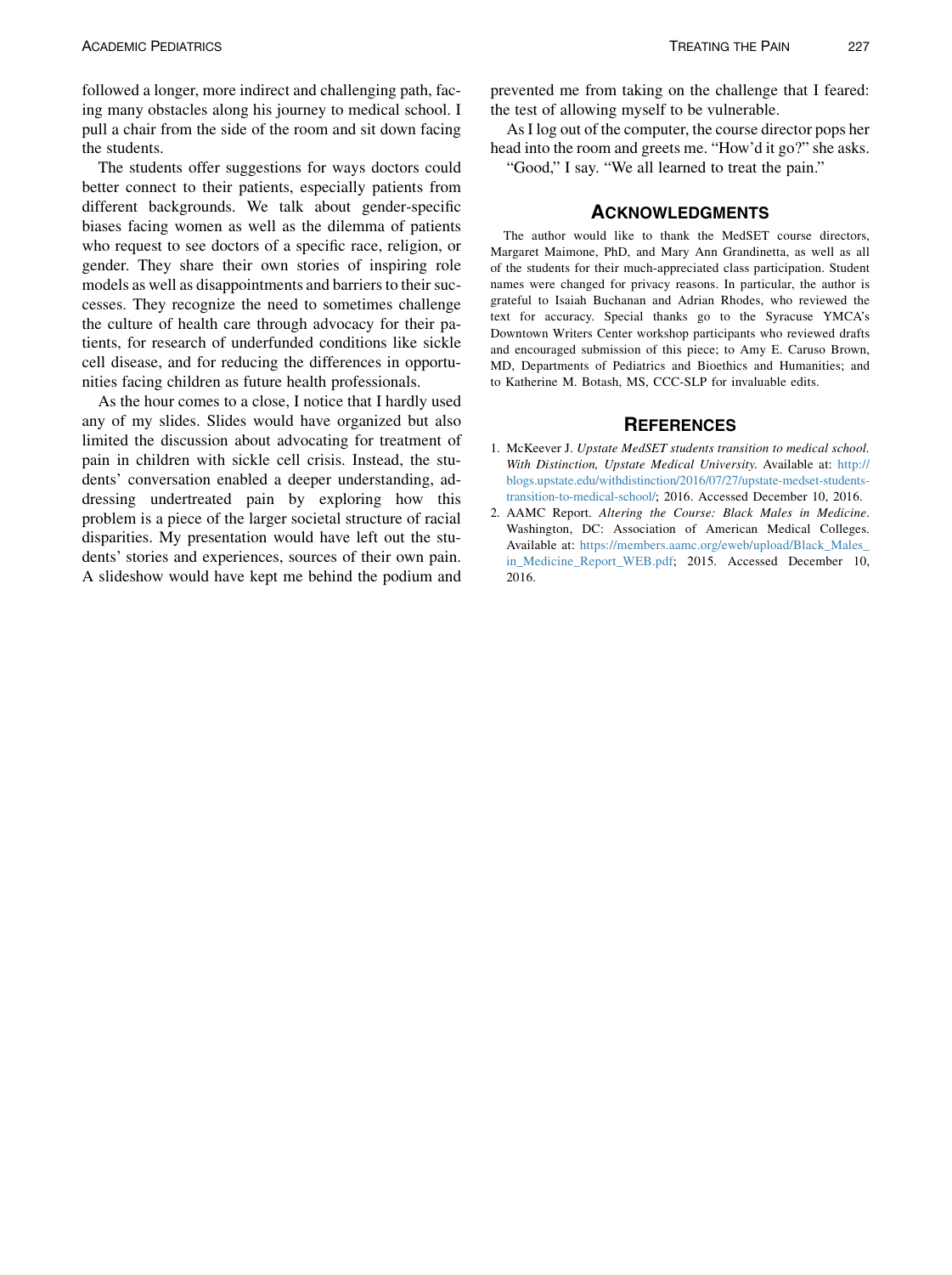followed a longer, more indirect and challenging path, facing many obstacles along his journey to medical school. I pull a chair from the side of the room and sit down facing the students.

The students offer suggestions for ways doctors could better connect to their patients, especially patients from different backgrounds. We talk about gender-specific biases facing women as well as the dilemma of patients who request to see doctors of a specific race, religion, or gender. They share their own stories of inspiring role models as well as disappointments and barriers to their successes. They recognize the need to sometimes challenge the culture of health care through advocacy for their patients, for research of underfunded conditions like sickle cell disease, and for reducing the differences in opportunities facing children as future health professionals.

As the hour comes to a close, I notice that I hardly used any of my slides. Slides would have organized but also limited the discussion about advocating for treatment of pain in children with sickle cell crisis. Instead, the students' conversation enabled a deeper understanding, addressing undertreated pain by exploring how this problem is a piece of the larger societal structure of racial disparities. My presentation would have left out the students' stories and experiences, sources of their own pain. A slideshow would have kept me behind the podium and prevented me from taking on the challenge that I feared: the test of allowing myself to be vulnerable.

As I log out of the computer, the course director pops her head into the room and greets me. "How'd it go?" she asks.

"Good," I say. "We all learned to treat the pain."

## Acknowledgments

The author would like to thank the MedSET course directors, Margaret Maimone, PhD, and Mary Ann Grandinetta, as well as all of the students for their much-appreciated class participation. Student names were changed for privacy reasons. In particular, the author is grateful to Isaiah Buchanan and Adrian Rhodes, who reviewed the text for accuracy. Special thanks go to the Syracuse YMCA's Downtown Writers Center workshop participants who reviewed drafts and encouraged submission of this piece; to Amy E. Caruso Brown, MD, Departments of Pediatrics and Bioethics and Humanities; and to Katherine M. Botash, MS, CCC-SLP for invaluable edits.

## References

1. McKeever J. *Upstate MedSET students transition to medical school. With Distinction, Upstate Medical University.* Available at: http://blogs.upstate.edu/withdistinction/2016/07/27/upstate-medset-students-transition-to-medical-school/; 2016. Accessed December 10, 2016.
2. AAMC Report. *Altering the Course: Black Males in Medicine*. Washington, DC: Association of American Medical Colleges. Available at: https://members.aamc.org/eweb/upload/Black_Males_in_Medicine_Report_WEB.pdf; 2015. Accessed December 10, 2016.